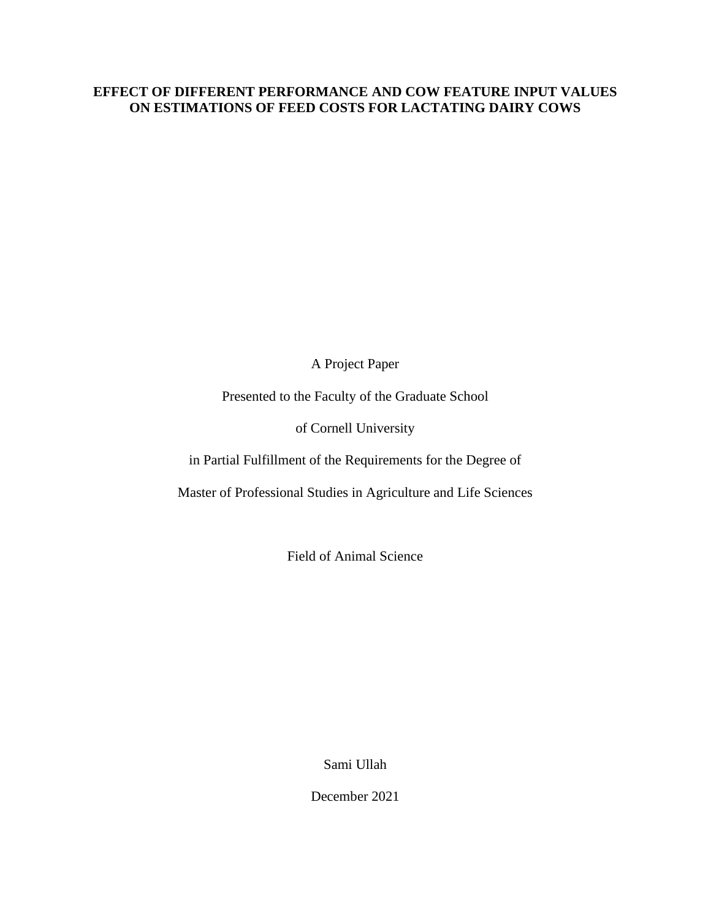# EFFECT OF DIFFERENT PERFORMANCE AND COW FEATURE INPUT VALUES ON ESTIMATIONS OF FEED COSTS FOR LACTATING DAIRY COWS

A Project Paper

Presented to the Faculty of the Graduate School

of Cornell University

in Partial Fulfillment of the Requirements for the Degree of

Master of Professional Studies in Agriculture and Life Sciences

Field of Animal Science

Sami Ullah

December 2021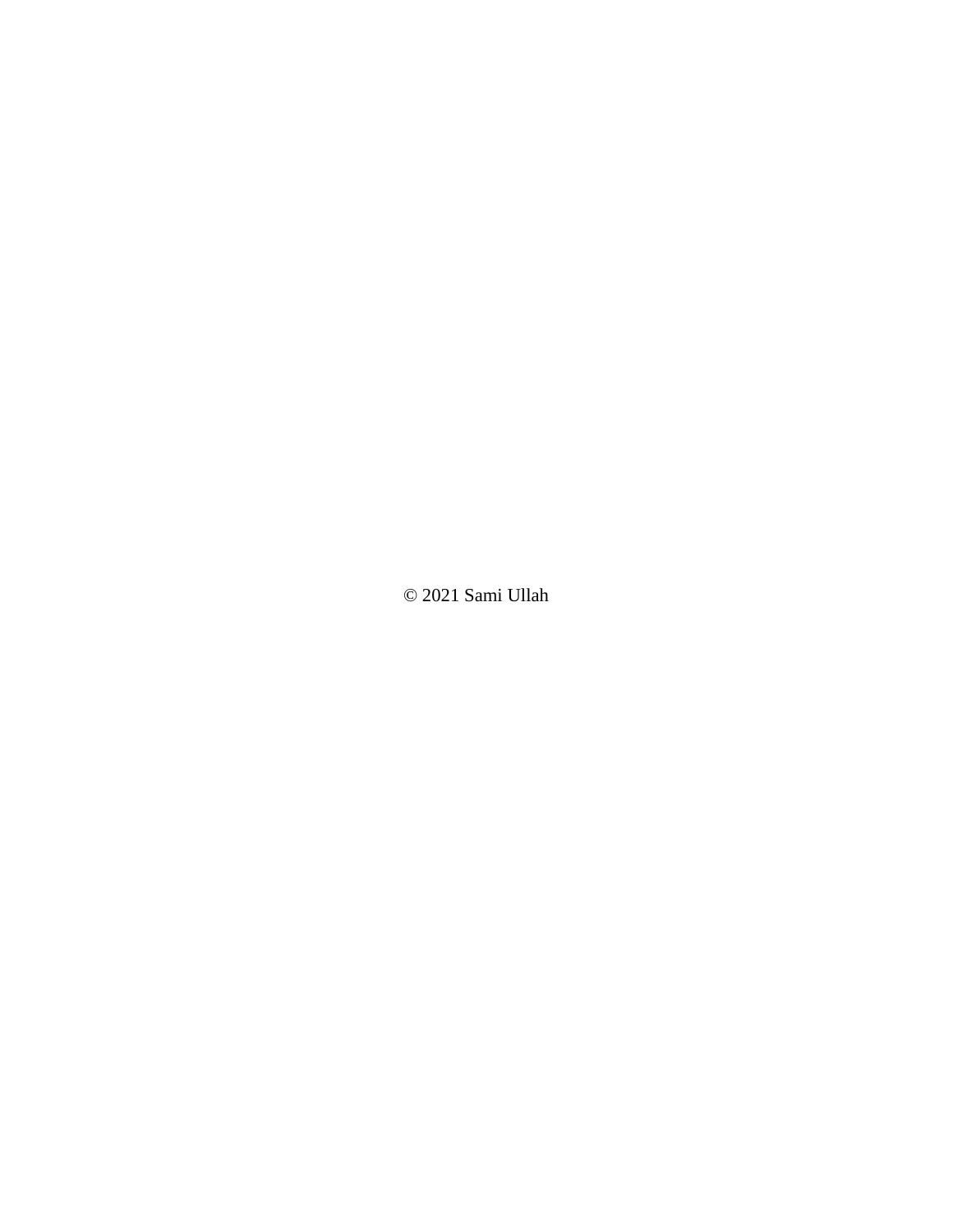© 2021 Sami Ullah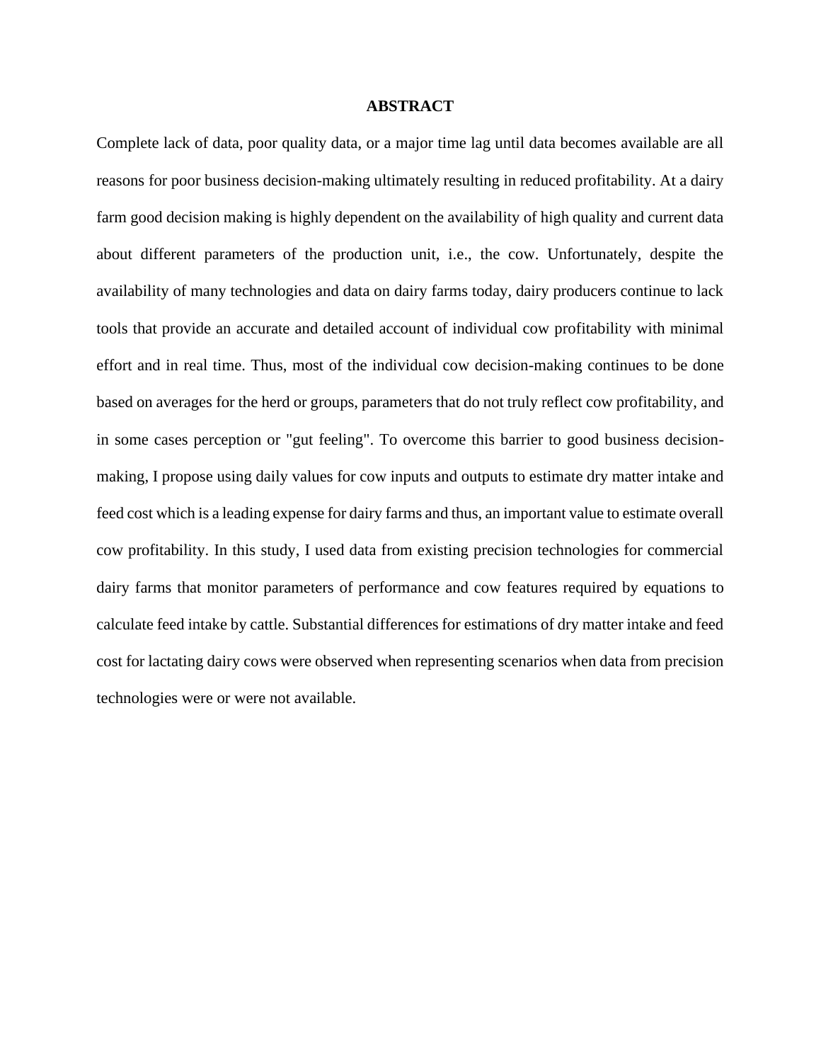# ABSTRACT

Complete lack of data, poor quality data, or a major time lag until data becomes available are all reasons for poor business decision-making ultimately resulting in reduced profitability. At a dairy farm good decision making is highly dependent on the availability of high quality and current data about different parameters of the production unit, i.e., the cow. Unfortunately, despite the availability of many technologies and data on dairy farms today, dairy producers continue to lack tools that provide an accurate and detailed account of individual cow profitability with minimal effort and in real time. Thus, most of the individual cow decision-making continues to be done based on averages for the herd or groups, parameters that do not truly reflect cow profitability, and in some cases perception or "gut feeling". To overcome this barrier to good business decision-making, I propose using daily values for cow inputs and outputs to estimate dry matter intake and feed cost which is a leading expense for dairy farms and thus, an important value to estimate overall cow profitability. In this study, I used data from existing precision technologies for commercial dairy farms that monitor parameters of performance and cow features required by equations to calculate feed intake by cattle. Substantial differences for estimations of dry matter intake and feed cost for lactating dairy cows were observed when representing scenarios when data from precision technologies were or were not available.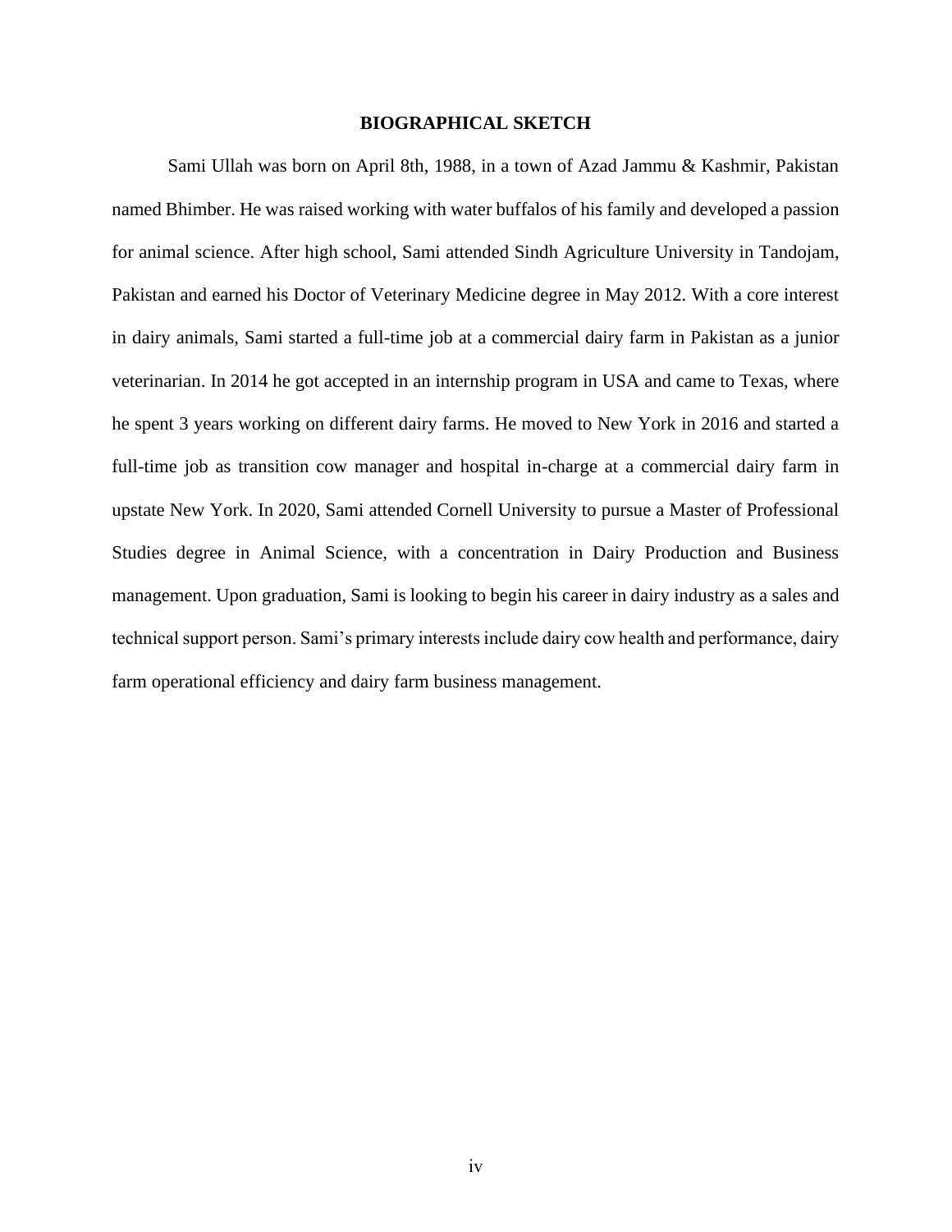# BIOGRAPHICAL SKETCH

Sami Ullah was born on April 8th, 1988, in a town of Azad Jammu & Kashmir, Pakistan named Bhimber. He was raised working with water buffalos of his family and developed a passion for animal science. After high school, Sami attended Sindh Agriculture University in Tandojam, Pakistan and earned his Doctor of Veterinary Medicine degree in May 2012. With a core interest in dairy animals, Sami started a full-time job at a commercial dairy farm in Pakistan as a junior veterinarian. In 2014 he got accepted in an internship program in USA and came to Texas, where he spent 3 years working on different dairy farms. He moved to New York in 2016 and started a full-time job as transition cow manager and hospital in-charge at a commercial dairy farm in upstate New York. In 2020, Sami attended Cornell University to pursue a Master of Professional Studies degree in Animal Science, with a concentration in Dairy Production and Business management. Upon graduation, Sami is looking to begin his career in dairy industry as a sales and technical support person. Sami's primary interests include dairy cow health and performance, dairy farm operational efficiency and dairy farm business management.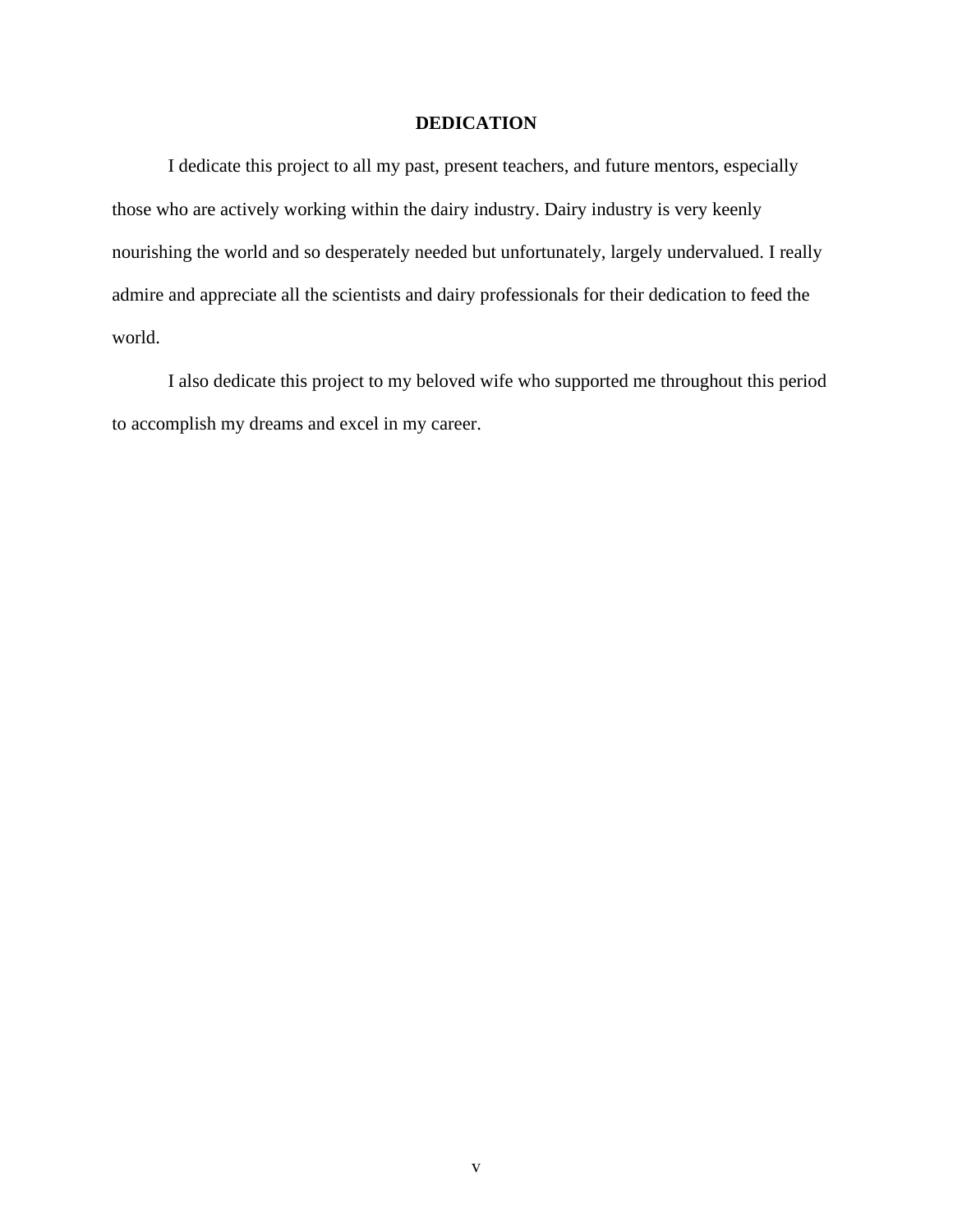# DEDICATION

I dedicate this project to all my past, present teachers, and future mentors, especially those who are actively working within the dairy industry. Dairy industry is very keenly nourishing the world and so desperately needed but unfortunately, largely undervalued. I really admire and appreciate all the scientists and dairy professionals for their dedication to feed the world.

I also dedicate this project to my beloved wife who supported me throughout this period to accomplish my dreams and excel in my career.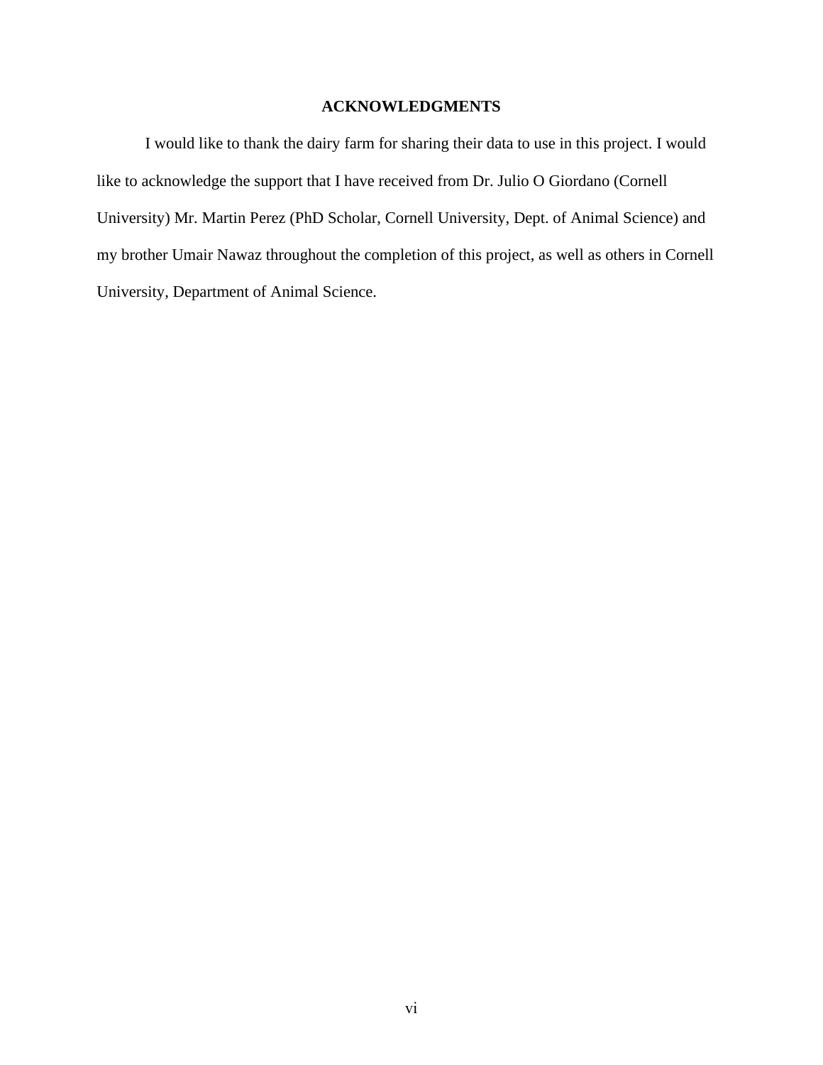# ACKNOWLEDGMENTS

I would like to thank the dairy farm for sharing their data to use in this project. I would like to acknowledge the support that I have received from Dr. Julio O Giordano (Cornell University) Mr. Martin Perez (PhD Scholar, Cornell University, Dept. of Animal Science) and my brother Umair Nawaz throughout the completion of this project, as well as others in Cornell University, Department of Animal Science.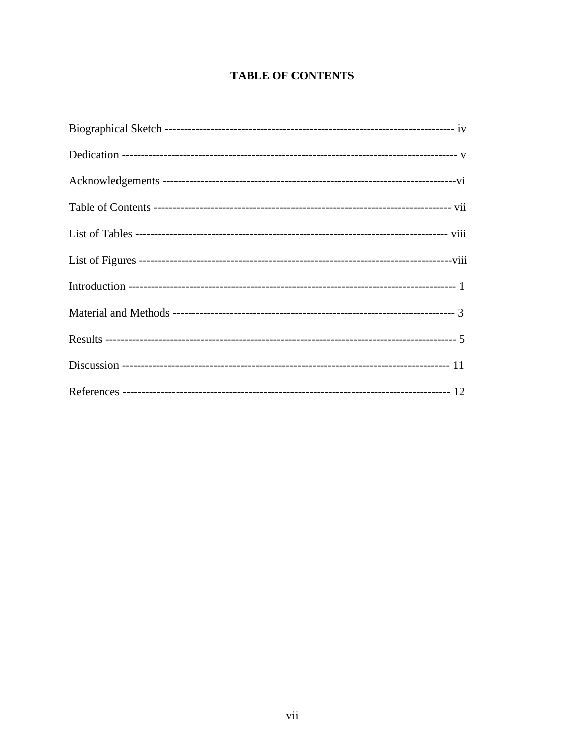# TABLE OF CONTENTS

Biographical Sketch ---------------------------------------------------------------------------- iv

Dedication ----------------------------------------------------------------------------------------- v

Acknowledgements ---------------------------------------------------------------------------vi

Table of Contents ----------------------------------------------------------------------------- vii

List of Tables --------------------------------------------------------------------------------- viii

List of Figures --------------------------------------------------------------------------------viii

Introduction ---------------------------------------------------------------------------------- 1

Material and Methods ------------------------------------------------------------------------- 3

Results ----------------------------------------------------------------------------------------- 5

Discussion ------------------------------------------------------------------------------------ 11

References ------------------------------------------------------------------------------------ 12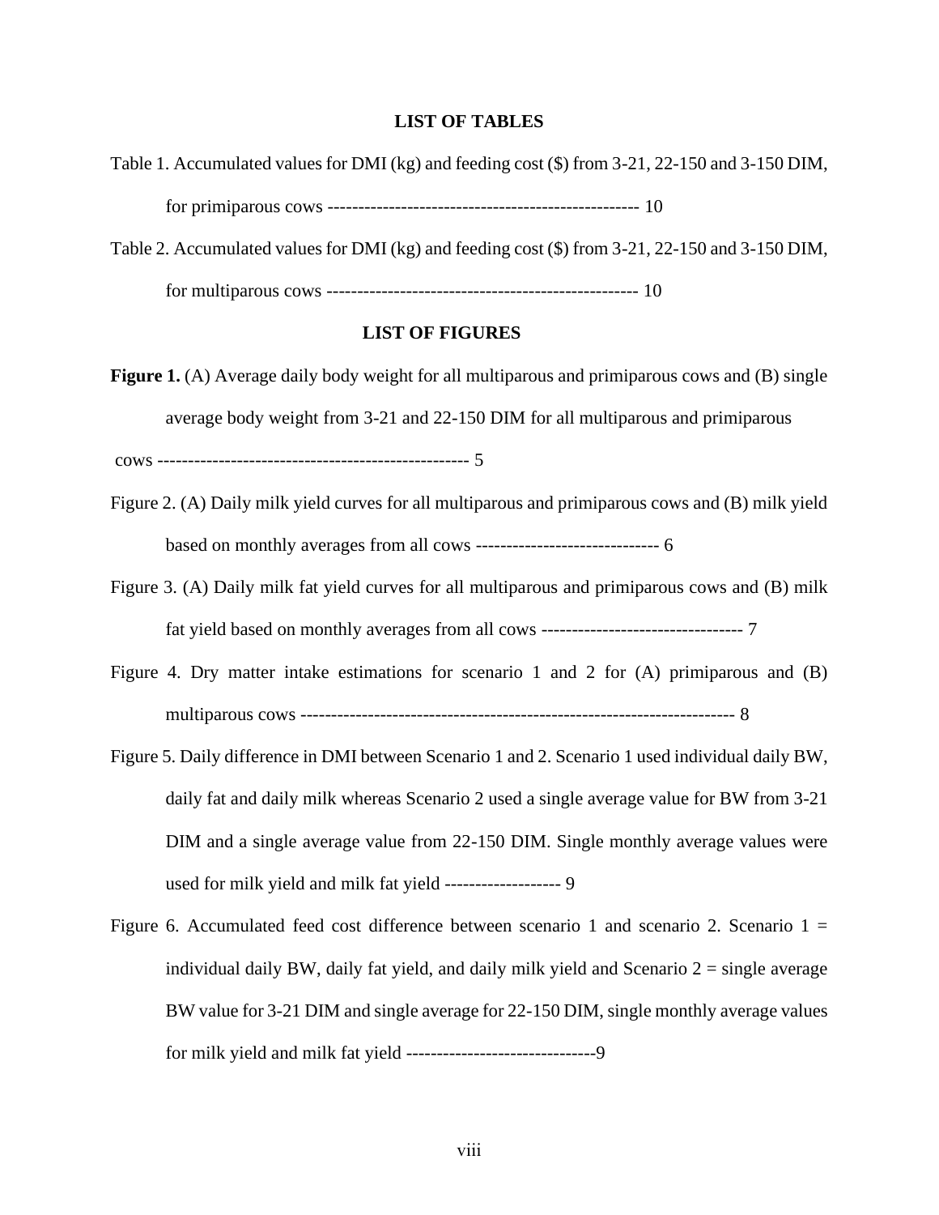## LIST OF TABLES

Table 1. Accumulated values for DMI (kg) and feeding cost ($) from 3-21, 22-150 and 3-150 DIM, for primiparous cows --------------------------------------------------- 10

Table 2. Accumulated values for DMI (kg) and feeding cost ($) from 3-21, 22-150 and 3-150 DIM, for multiparous cows --------------------------------------------------- 10

## LIST OF FIGURES

**Figure 1.** (A) Average daily body weight for all multiparous and primiparous cows and (B) single average body weight from 3-21 and 22-150 DIM for all multiparous and primiparous cows --------------------------------------------------- 5

Figure 2. (A) Daily milk yield curves for all multiparous and primiparous cows and (B) milk yield based on monthly averages from all cows ------------------------------ 6

Figure 3. (A) Daily milk fat yield curves for all multiparous and primiparous cows and (B) milk fat yield based on monthly averages from all cows --------------------------------- 7

Figure 4. Dry matter intake estimations for scenario 1 and 2 for (A) primiparous and (B) multiparous cows ---------------------------------------------------------------------- 8

Figure 5. Daily difference in DMI between Scenario 1 and 2. Scenario 1 used individual daily BW, daily fat and daily milk whereas Scenario 2 used a single average value for BW from 3-21 DIM and a single average value from 22-150 DIM. Single monthly average values were used for milk yield and milk fat yield ------------------- 9

Figure 6. Accumulated feed cost difference between scenario 1 and scenario 2. Scenario 1 = individual daily BW, daily fat yield, and daily milk yield and Scenario 2 = single average BW value for 3-21 DIM and single average for 22-150 DIM, single monthly average values for milk yield and milk fat yield -------------------------------9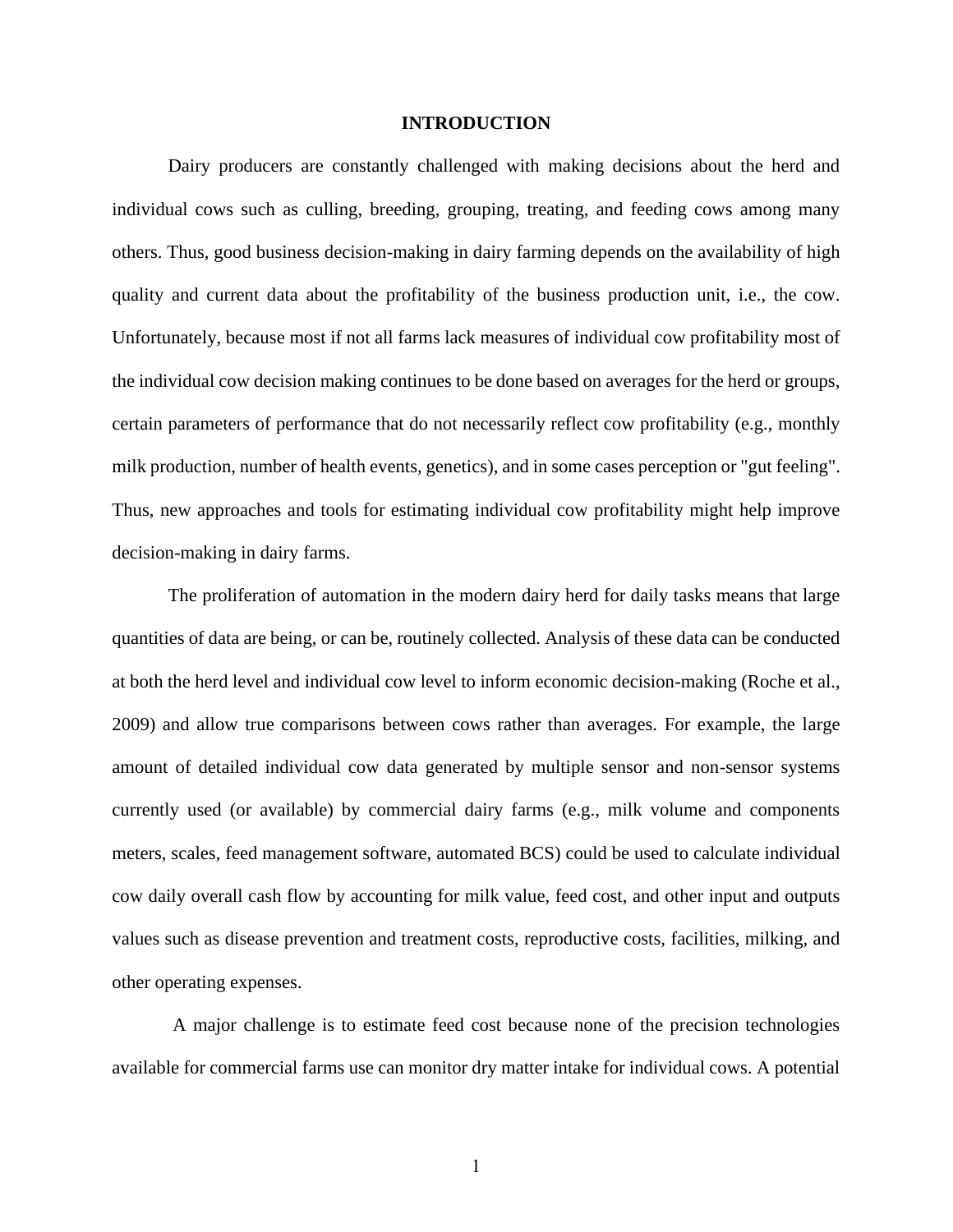# INTRODUCTION

Dairy producers are constantly challenged with making decisions about the herd and individual cows such as culling, breeding, grouping, treating, and feeding cows among many others. Thus, good business decision-making in dairy farming depends on the availability of high quality and current data about the profitability of the business production unit, i.e., the cow. Unfortunately, because most if not all farms lack measures of individual cow profitability most of the individual cow decision making continues to be done based on averages for the herd or groups, certain parameters of performance that do not necessarily reflect cow profitability (e.g., monthly milk production, number of health events, genetics), and in some cases perception or "gut feeling". Thus, new approaches and tools for estimating individual cow profitability might help improve decision-making in dairy farms.

The proliferation of automation in the modern dairy herd for daily tasks means that large quantities of data are being, or can be, routinely collected. Analysis of these data can be conducted at both the herd level and individual cow level to inform economic decision-making (Roche et al., 2009) and allow true comparisons between cows rather than averages. For example, the large amount of detailed individual cow data generated by multiple sensor and non-sensor systems currently used (or available) by commercial dairy farms (e.g., milk volume and components meters, scales, feed management software, automated BCS) could be used to calculate individual cow daily overall cash flow by accounting for milk value, feed cost, and other input and outputs values such as disease prevention and treatment costs, reproductive costs, facilities, milking, and other operating expenses.

A major challenge is to estimate feed cost because none of the precision technologies available for commercial farms use can monitor dry matter intake for individual cows. A potential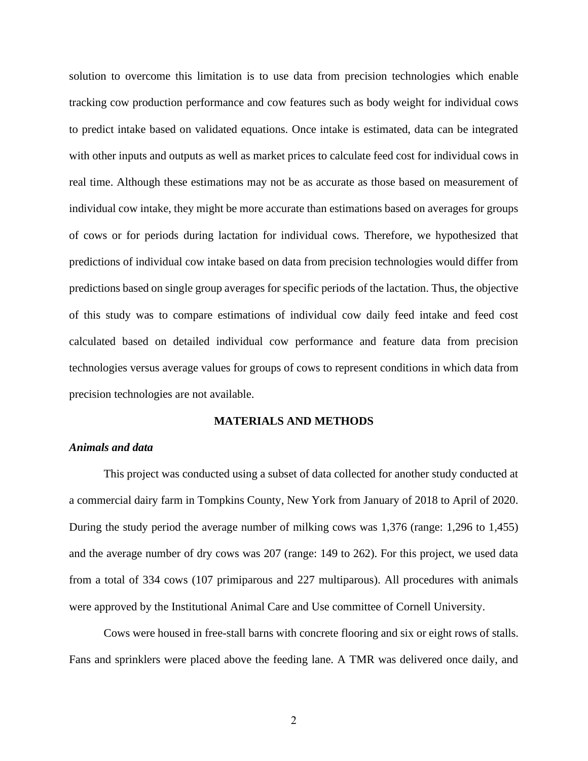solution to overcome this limitation is to use data from precision technologies which enable tracking cow production performance and cow features such as body weight for individual cows to predict intake based on validated equations. Once intake is estimated, data can be integrated with other inputs and outputs as well as market prices to calculate feed cost for individual cows in real time. Although these estimations may not be as accurate as those based on measurement of individual cow intake, they might be more accurate than estimations based on averages for groups of cows or for periods during lactation for individual cows. Therefore, we hypothesized that predictions of individual cow intake based on data from precision technologies would differ from predictions based on single group averages for specific periods of the lactation. Thus, the objective of this study was to compare estimations of individual cow daily feed intake and feed cost calculated based on detailed individual cow performance and feature data from precision technologies versus average values for groups of cows to represent conditions in which data from precision technologies are not available.

## MATERIALS AND METHODS

### *Animals and data*

This project was conducted using a subset of data collected for another study conducted at a commercial dairy farm in Tompkins County, New York from January of 2018 to April of 2020. During the study period the average number of milking cows was 1,376 (range: 1,296 to 1,455) and the average number of dry cows was 207 (range: 149 to 262). For this project, we used data from a total of 334 cows (107 primiparous and 227 multiparous). All procedures with animals were approved by the Institutional Animal Care and Use committee of Cornell University.

Cows were housed in free-stall barns with concrete flooring and six or eight rows of stalls. Fans and sprinklers were placed above the feeding lane. A TMR was delivered once daily, and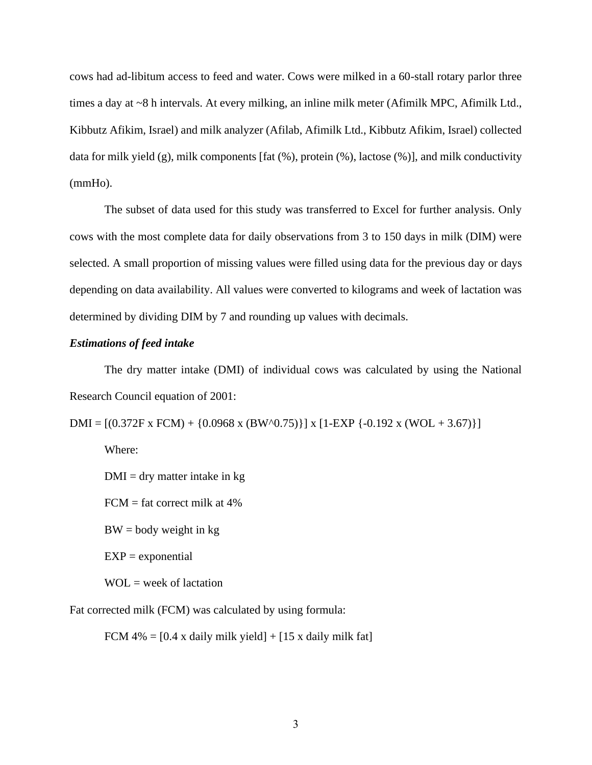cows had ad-libitum access to feed and water. Cows were milked in a 60-stall rotary parlor three times a day at ~8 h intervals. At every milking, an inline milk meter (Afimilk MPC, Afimilk Ltd., Kibbutz Afikim, Israel) and milk analyzer (Afilab, Afimilk Ltd., Kibbutz Afikim, Israel) collected data for milk yield (g), milk components [fat (%), protein (%), lactose (%)], and milk conductivity (mmHo).

The subset of data used for this study was transferred to Excel for further analysis. Only cows with the most complete data for daily observations from 3 to 150 days in milk (DIM) were selected. A small proportion of missing values were filled using data for the previous day or days depending on data availability. All values were converted to kilograms and week of lactation was determined by dividing DIM by 7 and rounding up values with decimals.

***Estimations of feed intake***

The dry matter intake (DMI) of individual cows was calculated by using the National Research Council equation of 2001:

$$DMI = [(0.372F \times FCM) + \{0.0968 \times (BW^{0.75})\}] \times [1-EXP\{-0.192 \times (WOL + 3.67)\}]$$

Where:

DMI = dry matter intake in kg

FCM = fat correct milk at 4%

BW = body weight in kg

EXP = exponential

WOL = week of lactation

Fat corrected milk (FCM) was calculated by using formula:

$$FCM\ 4\% = [0.4 \times \text{daily milk yield}] + [15 \times \text{daily milk fat}]$$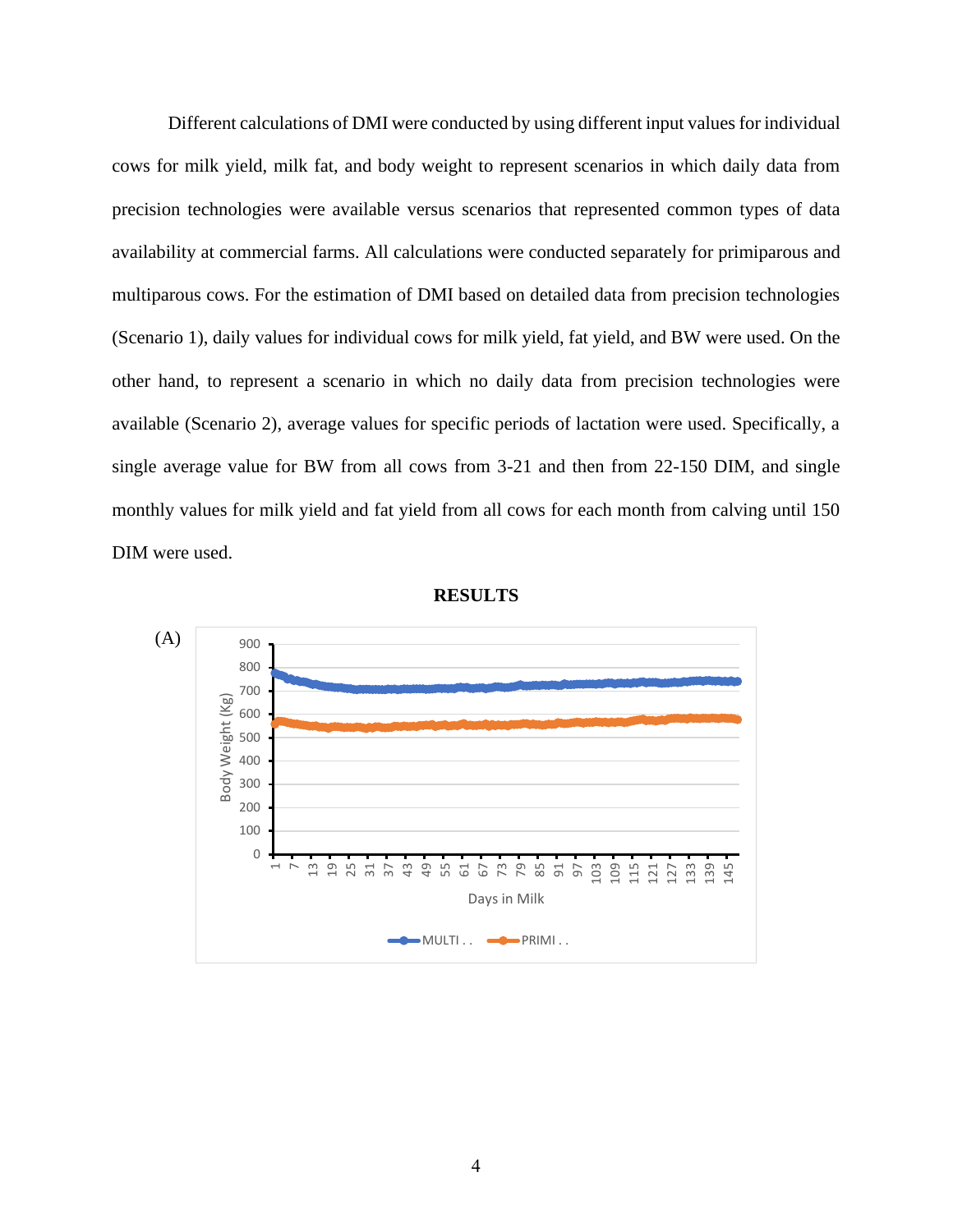Different calculations of DMI were conducted by using different input values for individual cows for milk yield, milk fat, and body weight to represent scenarios in which daily data from precision technologies were available versus scenarios that represented common types of data availability at commercial farms. All calculations were conducted separately for primiparous and multiparous cows. For the estimation of DMI based on detailed data from precision technologies (Scenario 1), daily values for individual cows for milk yield, fat yield, and BW were used. On the other hand, to represent a scenario in which no daily data from precision technologies were available (Scenario 2), average values for specific periods of lactation were used. Specifically, a single average value for BW from all cows from 3-21 and then from 22-150 DIM, and single monthly values for milk yield and fat yield from all cows for each month from calving until 150 DIM were used.

## RESULTS

(A)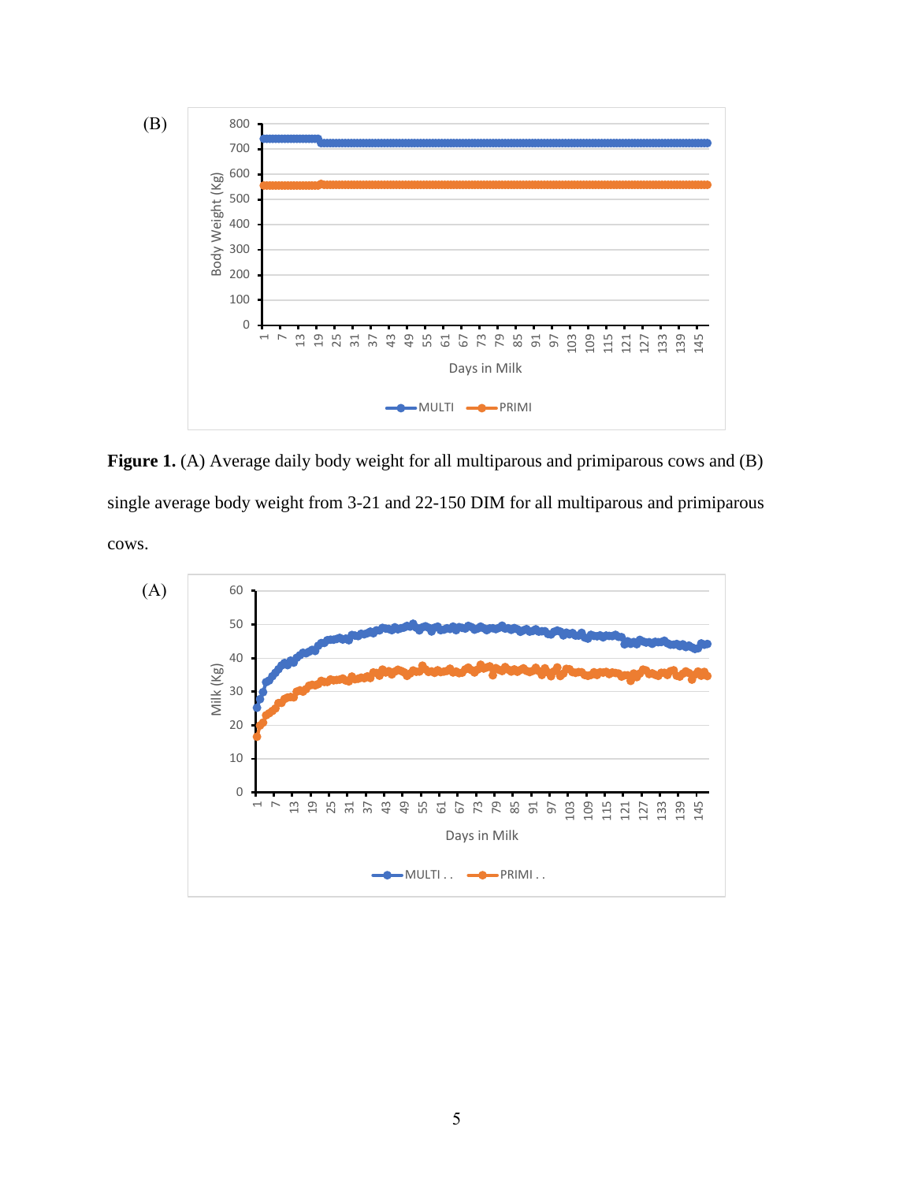**Figure 1.** (A) Average daily body weight for all multiparous and primiparous cows and (B) single average body weight from 3-21 and 22-150 DIM for all multiparous and primiparous cows.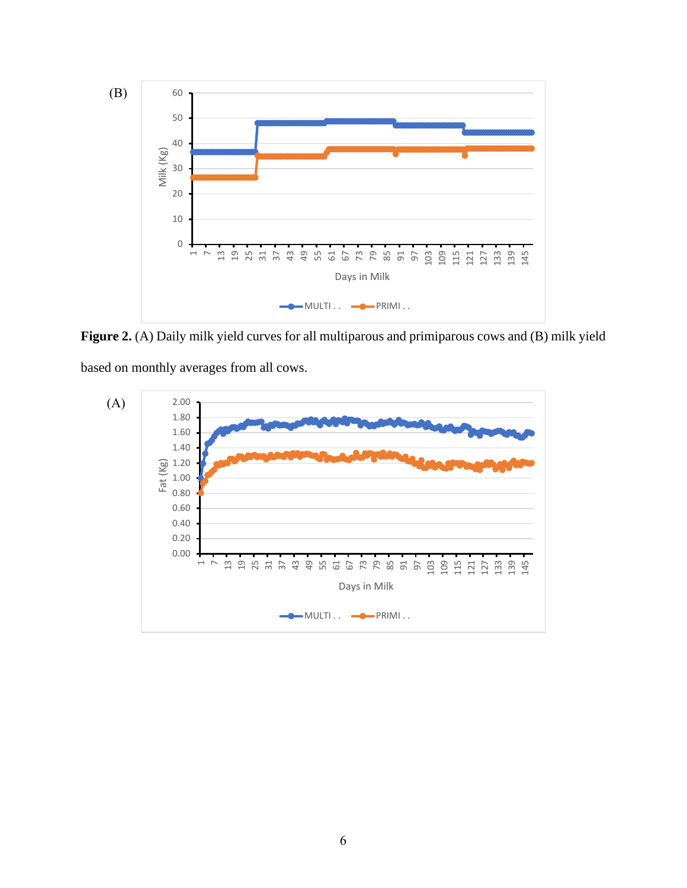(B)

**Figure 2.** (A) Daily milk yield curves for all multiparous and primiparous cows and (B) milk yield based on monthly averages from all cows.

(A)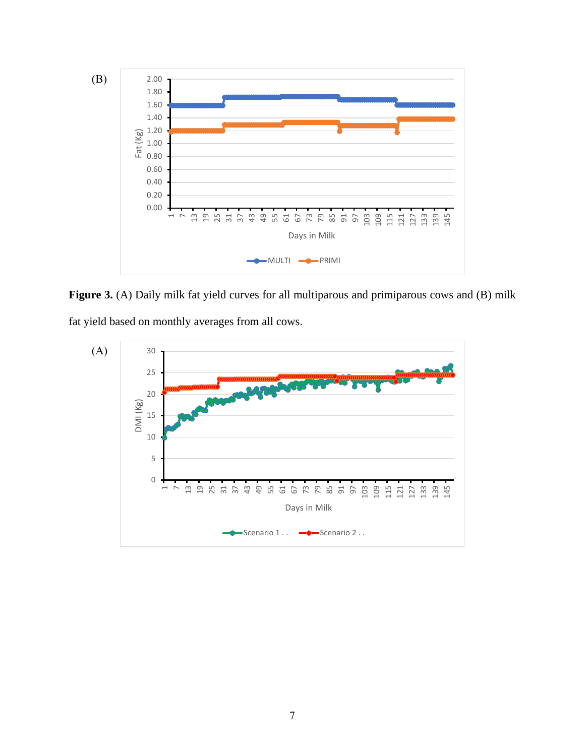(B)

**Figure 3.** (A) Daily milk fat yield curves for all multiparous and primiparous cows and (B) milk fat yield based on monthly averages from all cows.

(A)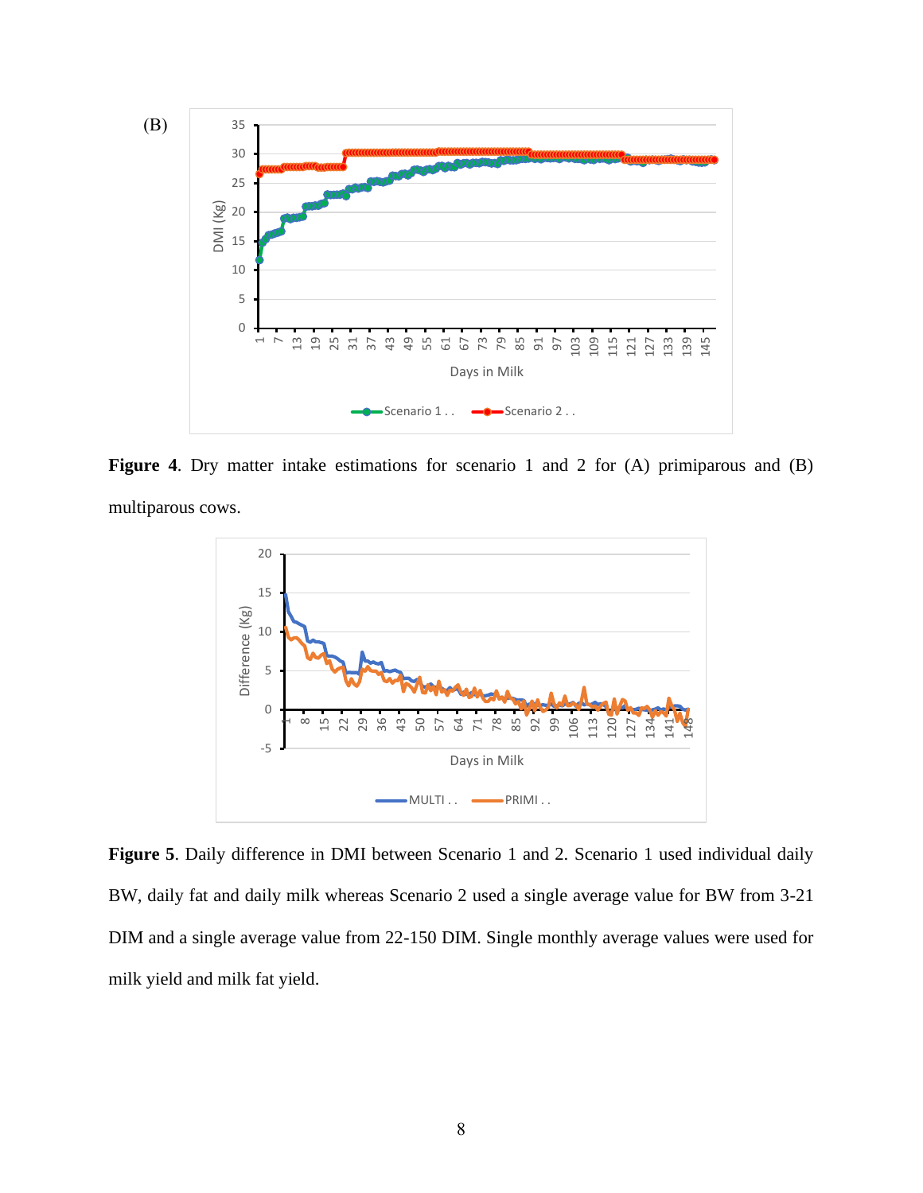**Figure 4**. Dry matter intake estimations for scenario 1 and 2 for (A) primiparous and (B) multiparous cows.

**Figure 5**. Daily difference in DMI between Scenario 1 and 2. Scenario 1 used individual daily BW, daily fat and daily milk whereas Scenario 2 used a single average value for BW from 3-21 DIM and a single average value from 22-150 DIM. Single monthly average values were used for milk yield and milk fat yield.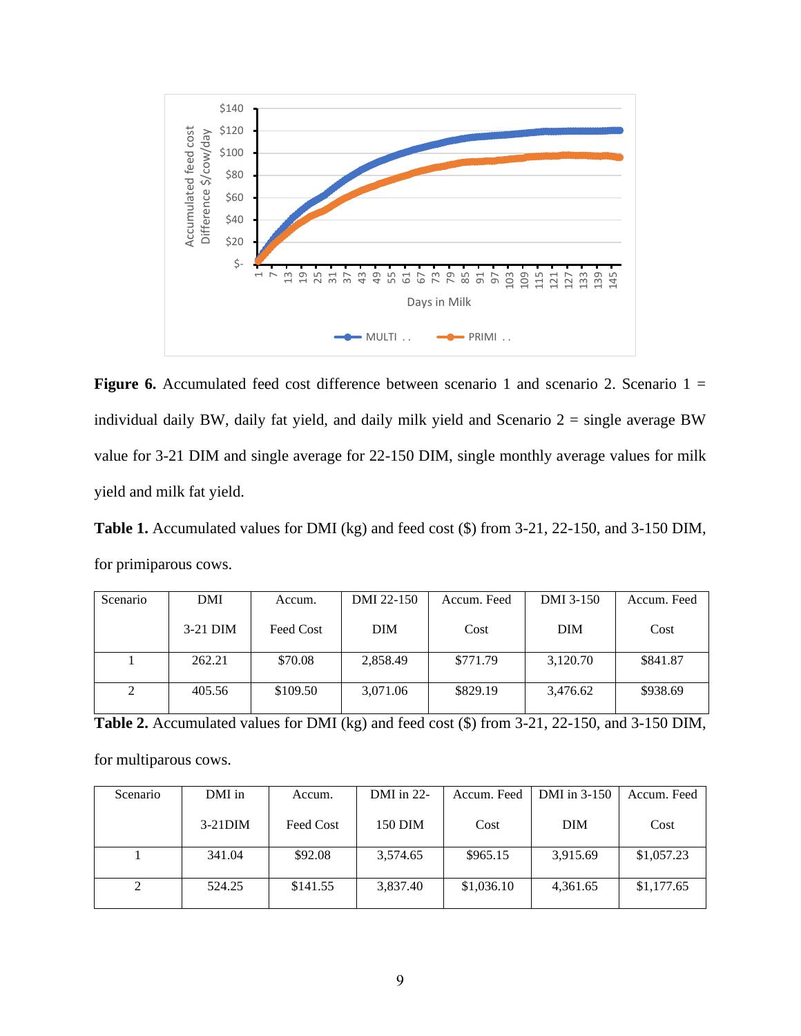**Figure 6.** Accumulated feed cost difference between scenario 1 and scenario 2. Scenario 1 = individual daily BW, daily fat yield, and daily milk yield and Scenario 2 = single average BW value for 3-21 DIM and single average for 22-150 DIM, single monthly average values for milk yield and milk fat yield.

**Table 1.** Accumulated values for DMI (kg) and feed cost ($) from 3-21, 22-150, and 3-150 DIM, for primiparous cows.

| Scenario | DMI 3-21 DIM | Accum. Feed Cost | DMI 22-150 DIM | Accum. Feed Cost | DMI 3-150 DIM | Accum. Feed Cost |
|---|---|---|---|---|---|---|
| 1 | 262.21 | $70.08 | 2,858.49 | $771.79 | 3,120.70 | $841.87 |
| 2 | 405.56 | $109.50 | 3,071.06 | $829.19 | 3,476.62 | $938.69 |

**Table 2.** Accumulated values for DMI (kg) and feed cost ($) from 3-21, 22-150, and 3-150 DIM, for multiparous cows.

| Scenario | DMI in 3-21DIM | Accum. Feed Cost | DMI in 22-150 DIM | Accum. Feed Cost | DMI in 3-150 DIM | Accum. Feed Cost |
|---|---|---|---|---|---|---|
| 1 | 341.04 | $92.08 | 3,574.65 | $965.15 | 3,915.69 | $1,057.23 |
| 2 | 524.25 | $141.55 | 3,837.40 | $1,036.10 | 4,361.65 | $1,177.65 |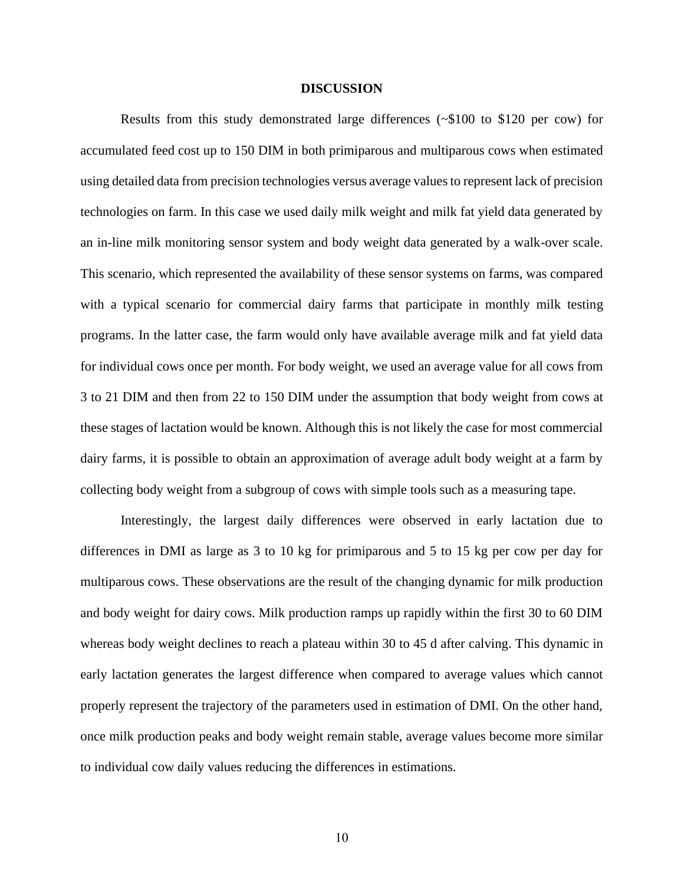## DISCUSSION

Results from this study demonstrated large differences (~$100 to $120 per cow) for accumulated feed cost up to 150 DIM in both primiparous and multiparous cows when estimated using detailed data from precision technologies versus average values to represent lack of precision technologies on farm. In this case we used daily milk weight and milk fat yield data generated by an in-line milk monitoring sensor system and body weight data generated by a walk-over scale. This scenario, which represented the availability of these sensor systems on farms, was compared with a typical scenario for commercial dairy farms that participate in monthly milk testing programs. In the latter case, the farm would only have available average milk and fat yield data for individual cows once per month. For body weight, we used an average value for all cows from 3 to 21 DIM and then from 22 to 150 DIM under the assumption that body weight from cows at these stages of lactation would be known. Although this is not likely the case for most commercial dairy farms, it is possible to obtain an approximation of average adult body weight at a farm by collecting body weight from a subgroup of cows with simple tools such as a measuring tape.

Interestingly, the largest daily differences were observed in early lactation due to differences in DMI as large as 3 to 10 kg for primiparous and 5 to 15 kg per cow per day for multiparous cows. These observations are the result of the changing dynamic for milk production and body weight for dairy cows. Milk production ramps up rapidly within the first 30 to 60 DIM whereas body weight declines to reach a plateau within 30 to 45 d after calving. This dynamic in early lactation generates the largest difference when compared to average values which cannot properly represent the trajectory of the parameters used in estimation of DMI. On the other hand, once milk production peaks and body weight remain stable, average values become more similar to individual cow daily values reducing the differences in estimations.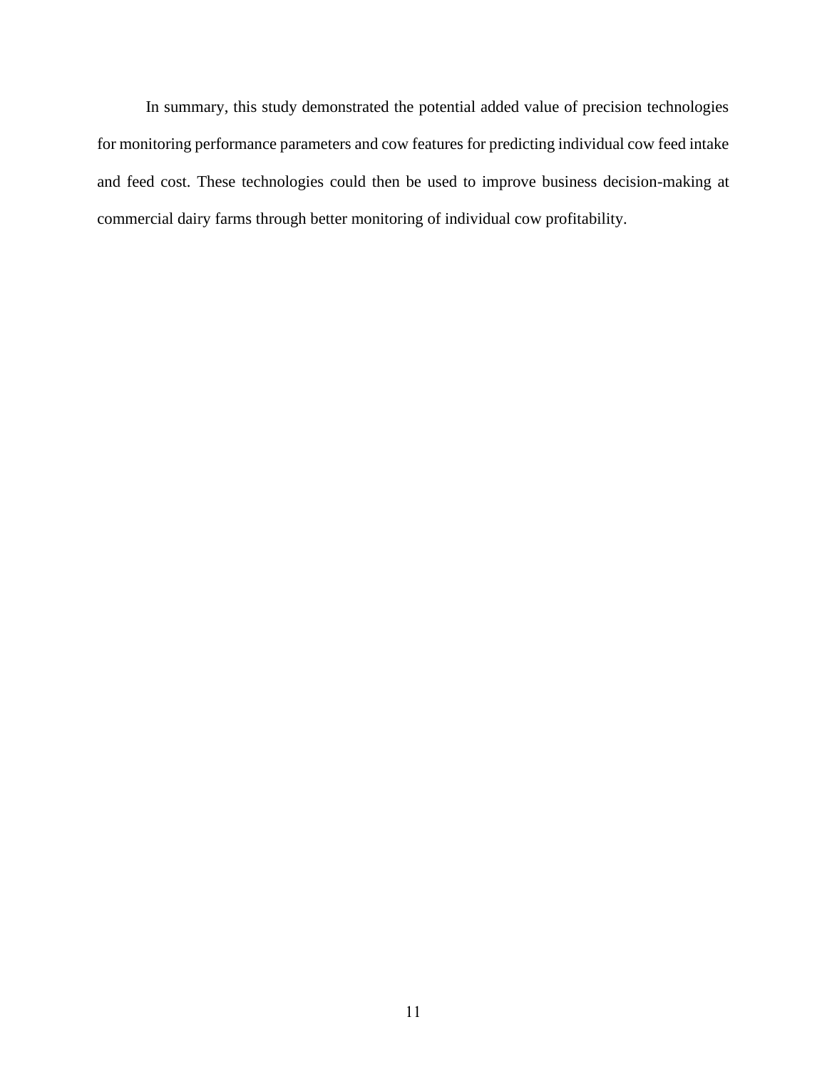In summary, this study demonstrated the potential added value of precision technologies for monitoring performance parameters and cow features for predicting individual cow feed intake and feed cost. These technologies could then be used to improve business decision-making at commercial dairy farms through better monitoring of individual cow profitability.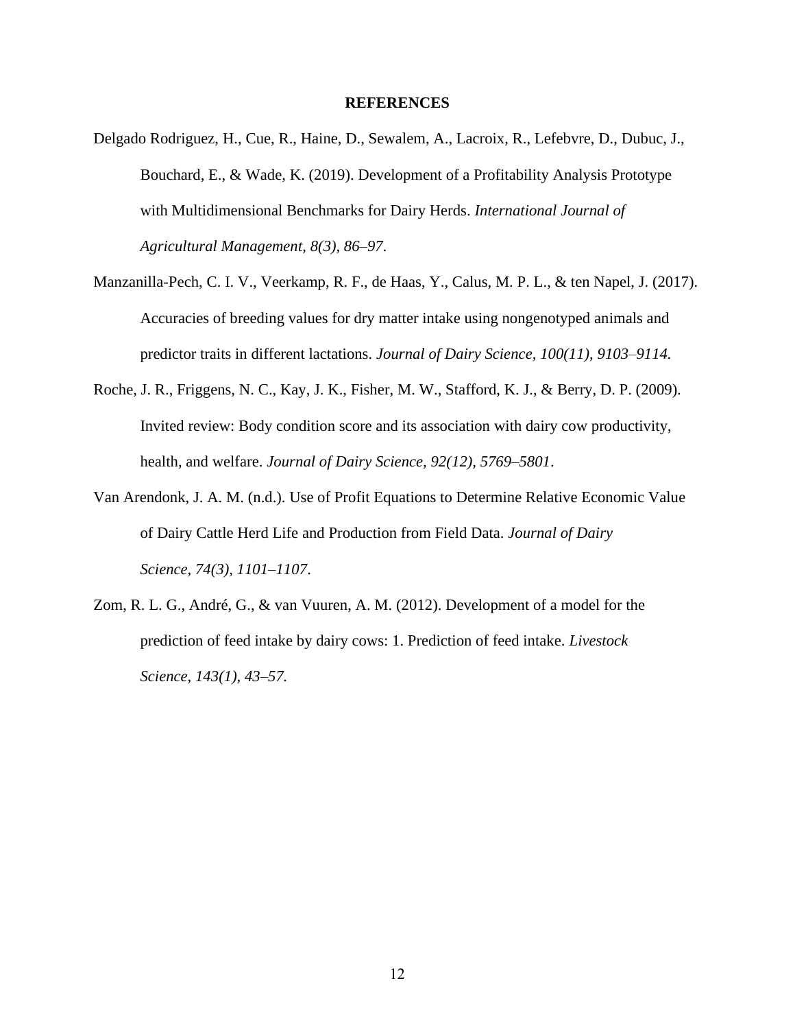# REFERENCES

Delgado Rodriguez, H., Cue, R., Haine, D., Sewalem, A., Lacroix, R., Lefebvre, D., Dubuc, J., Bouchard, E., & Wade, K. (2019). Development of a Profitability Analysis Prototype with Multidimensional Benchmarks for Dairy Herds. *International Journal of Agricultural Management, 8(3), 86–97.*

Manzanilla-Pech, C. I. V., Veerkamp, R. F., de Haas, Y., Calus, M. P. L., & ten Napel, J. (2017). Accuracies of breeding values for dry matter intake using nongenotyped animals and predictor traits in different lactations. *Journal of Dairy Science, 100(11), 9103–9114.*

Roche, J. R., Friggens, N. C., Kay, J. K., Fisher, M. W., Stafford, K. J., & Berry, D. P. (2009). Invited review: Body condition score and its association with dairy cow productivity, health, and welfare. *Journal of Dairy Science, 92(12), 5769–5801*.

Van Arendonk, J. A. M. (n.d.). Use of Profit Equations to Determine Relative Economic Value of Dairy Cattle Herd Life and Production from Field Data. *Journal of Dairy Science, 74(3), 1101–1107*.

Zom, R. L. G., André, G., & van Vuuren, A. M. (2012). Development of a model for the prediction of feed intake by dairy cows: 1. Prediction of feed intake. *Livestock Science, 143(1), 43–57.*